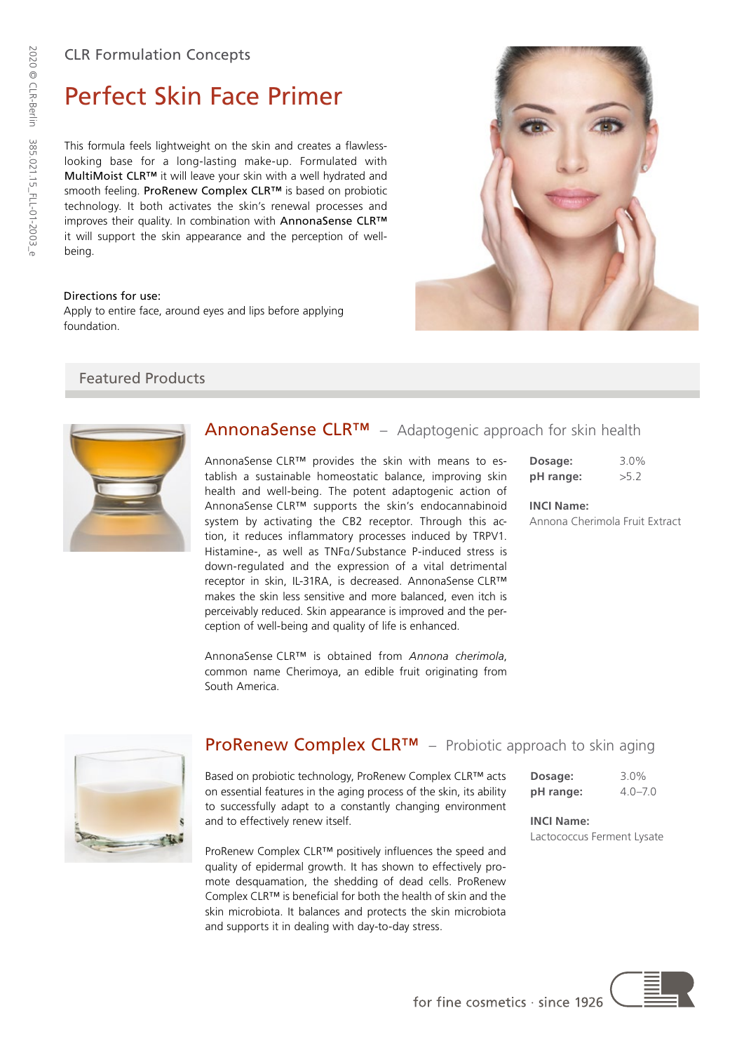CLR Formulation Concepts

# Perfect Skin Face Primer

This formula feels lightweight on the skin and creates a flawless-looking base for a long-lasting make-up. Formulated with MultiMoist CLR™ it will leave your skin with a well hydrated and smooth feeling. ProRenew Complex CLR™ is based on probiotic technology. It both activates the skin's renewal processes and improves their quality. In combination with AnnonaSense CLR™ it will support the skin appearance and the perception of well-being.

Directions for use:
Apply to entire face, around eyes and lips before applying foundation.

## Featured Products

### AnnonaSense CLR™ – Adaptogenic approach for skin health

AnnonaSense CLR™ provides the skin with means to establish a sustainable homeostatic balance, improving skin health and well-being. The potent adaptogenic action of AnnonaSense CLR™ supports the skin's endocannabinoid system by activating the CB2 receptor. Through this action, it reduces inflammatory processes induced by TRPV1. Histamine-, as well as TNFα/Substance P-induced stress is down-regulated and the expression of a vital detrimental receptor in skin, IL-31RA, is decreased. AnnonaSense CLR™ makes the skin less sensitive and more balanced, even itch is perceivably reduced. Skin appearance is improved and the perception of well-being and quality of life is enhanced.

AnnonaSense CLR™ is obtained from *Annona cherimola*, common name Cherimoya, an edible fruit originating from South America.

**Dosage:** 3.0%
**pH range:** >5.2

**INCI Name:**
Annona Cherimola Fruit Extract

### ProRenew Complex CLR™ – Probiotic approach to skin aging

Based on probiotic technology, ProRenew Complex CLR™ acts on essential features in the aging process of the skin, its ability to successfully adapt to a constantly changing environment and to effectively renew itself.

ProRenew Complex CLR™ positively influences the speed and quality of epidermal growth. It has shown to effectively promote desquamation, the shedding of dead cells. ProRenew Complex CLR™ is beneficial for both the health of skin and the skin microbiota. It balances and protects the skin microbiota and supports it in dealing with day-to-day stress.

**Dosage:** 3.0%
**pH range:** 4.0–7.0

**INCI Name:**
Lactococcus Ferment Lysate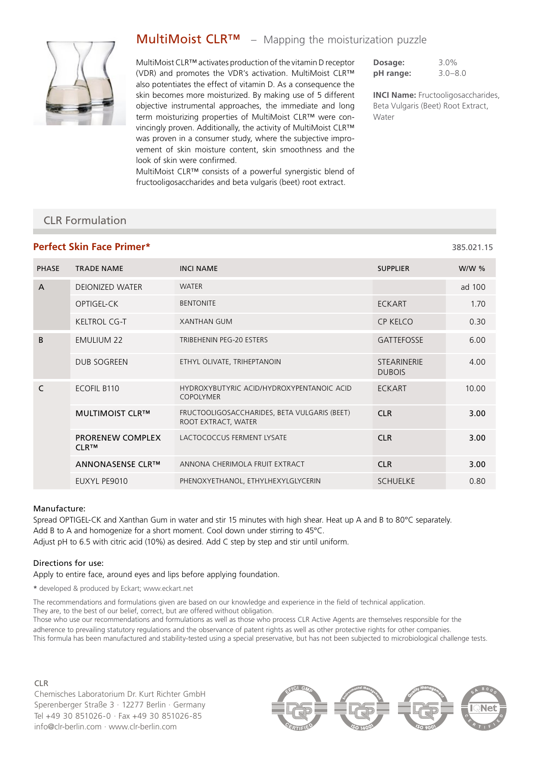# MultiMoist CLR™ – Mapping the moisturization puzzle

MultiMoist CLR™ activates production of the vitamin D receptor (VDR) and promotes the VDR's activation. MultiMoist CLR™ also potentiates the effect of vitamin D. As a consequence the skin becomes more moisturized. By making use of 5 different objective instrumental approaches, the immediate and long term moisturizing properties of MultiMoist CLR™ were convincingly proven. Additionally, the activity of MultiMoist CLR™ was proven in a consumer study, where the subjective improvement of skin moisture content, skin smoothness and the look of skin were confirmed.
MultiMoist CLR™ consists of a powerful synergistic blend of fructooligosaccharides and beta vulgaris (beet) root extract.

**Dosage:** 3.0%
**pH range:** 3.0–8.0

**INCI Name:** Fructooligosaccharides, Beta Vulgaris (Beet) Root Extract, Water

## CLR Formulation

### Perfect Skin Face Primer*

385.021.15

| PHASE | TRADE NAME | INCI NAME | SUPPLIER | W/W % |
|---|---|---|---|---|
| A | DEIONIZED WATER | WATER | | ad 100 |
| | OPTIGEL-CK | BENTONITE | ECKART | 1.70 |
| | KELTROL CG-T | XANTHAN GUM | CP KELCO | 0.30 |
| B | EMULIUM 22 | TRIBEHENIN PEG-20 ESTERS | GATTEFOSSE | 6.00 |
| | DUB SOGREEN | ETHYL OLIVATE, TRIHEPTANOIN | STEARINERIE DUBOIS | 4.00 |
| C | ECOFIL B110 | HYDROXYBUTYRIC ACID/HYDROXYPENTANOIC ACID COPOLYMER | ECKART | 10.00 |
| | **MULTIMOIST CLR™** | FRUCTOOLIGOSACCHARIDES, BETA VULGARIS (BEET) ROOT EXTRACT, WATER | **CLR** | **3.00** |
| | **PRORENEW COMPLEX CLR™** | LACTOCOCCUS FERMENT LYSATE | **CLR** | **3.00** |
| | **ANNONASENSE CLR™** | ANNONA CHERIMOLA FRUIT EXTRACT | **CLR** | **3.00** |
| | EUXYL PE9010 | PHENOXYETHANOL, ETHYLHEXYLGLYCERIN | SCHUELKE | 0.80 |

Manufacture:
Spread OPTIGEL-CK and Xanthan Gum in water and stir 15 minutes with high shear. Heat up A and B to 80°C separately.
Add B to A and homogenize for a short moment. Cool down under stirring to 45°C.
Adjust pH to 6.5 with citric acid (10%) as desired. Add C step by step and stir until uniform.

Directions for use:
Apply to entire face, around eyes and lips before applying foundation.

* developed & produced by Eckart; www.eckart.net

The recommendations and formulations given are based on our knowledge and experience in the field of technical application.
They are, to the best of our belief, correct, but are offered without obligation.
Those who use our recommendations and formulations as well as those who process CLR Active Agents are themselves responsible for the adherence to prevailing statutory regulations and the observance of patent rights as well as other protective rights for other companies.
This formula has been manufactured and stability-tested using a special preservative, but has not been subjected to microbiological challenge tests.

CLR
Chemisches Laboratorium Dr. Kurt Richter GmbH
Sperenberger Straße 3 · 12277 Berlin · Germany
Tel +49 30 851026-0 · Fax +49 30 851026-85
info@clr-berlin.com · www.clr-berlin.com